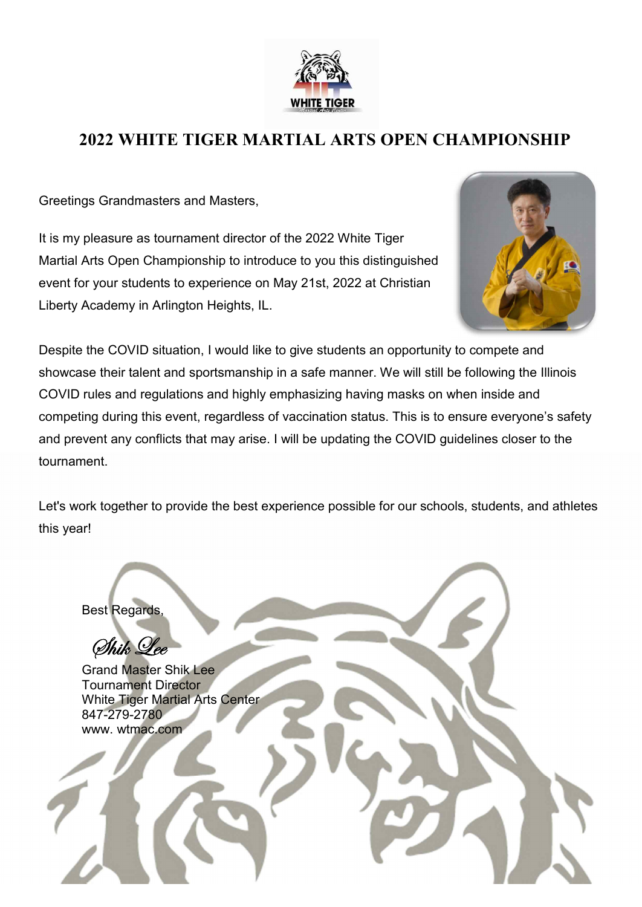# 2022 WHITE TIGER MARTIAL ARTS OPEN CHAMPIONSHIP

Greetings Grandmasters and Masters,

It is my pleasure as tournament director of the 2022 White Tiger Martial Arts Open Championship to introduce to you this distinguished event for your students to experience on May 21st, 2022 at Christian Liberty Academy in Arlington Heights, IL.

Despite the COVID situation, I would like to give students an opportunity to compete and showcase their talent and sportsmanship in a safe manner. We will still be following the Illinois COVID rules and regulations and highly emphasizing having masks on when inside and competing during this event, regardless of vaccination status. This is to ensure everyone's safety and prevent any conflicts that may arise. I will be updating the COVID guidelines closer to the tournament.

Let's work together to provide the best experience possible for our schools, students, and athletes this year!

Best Regards,

*Shik Lee*

Grand Master Shik Lee
Tournament Director
White Tiger Martial Arts Center
847-279-2780
www. wtmac.com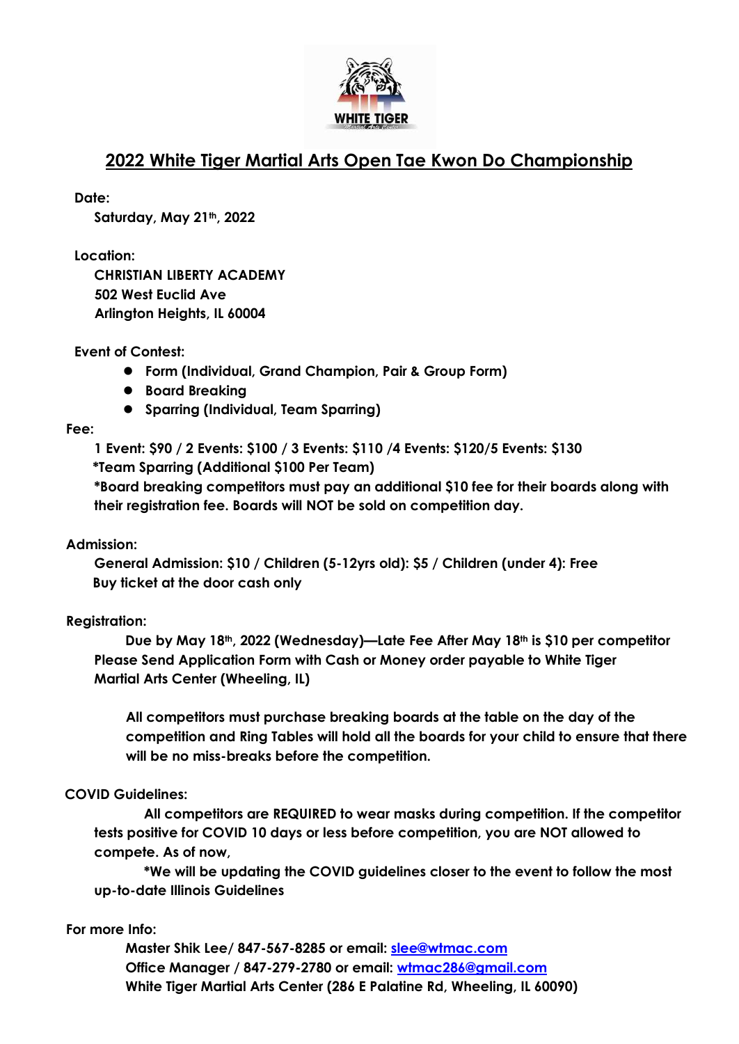# 2022 White Tiger Martial Arts Open Tae Kwon Do Championship

**Date:**

**Saturday, May 21th, 2022**

**Location:**

**CHRISTIAN LIBERTY ACADEMY**
**502 West Euclid Ave**
**Arlington Heights, IL 60004**

**Event of Contest:**

- **Form (Individual, Grand Champion, Pair & Group Form)**
- **Board Breaking**
- **Sparring (Individual, Team Sparring)**

**Fee:**

**1 Event: $90 / 2 Events: $100 / 3 Events: $110 /4 Events: $120/5 Events: $130**
**\*Team Sparring (Additional $100 Per Team)**
**\*Board breaking competitors must pay an additional $10 fee for their boards along with their registration fee. Boards will NOT be sold on competition day.**

**Admission:**

**General Admission: $10 / Children (5-12yrs old): $5 / Children (under 4): Free**
**Buy ticket at the door cash only**

**Registration:**

**Due by May 18th, 2022 (Wednesday)—Late Fee After May 18th is $10 per competitor**
**Please Send Application Form with Cash or Money order payable to White Tiger Martial Arts Center (Wheeling, IL)**

**All competitors must purchase breaking boards at the table on the day of the competition and Ring Tables will hold all the boards for your child to ensure that there will be no miss-breaks before the competition.**

**COVID Guidelines:**

**All competitors are REQUIRED to wear masks during competition. If the competitor tests positive for COVID 10 days or less before competition, you are NOT allowed to compete. As of now,**

**\*We will be updating the COVID guidelines closer to the event to follow the most up-to-date Illinois Guidelines**

**For more Info:**

**Master Shik Lee/ 847-567-8285 or email: slee@wtmac.com**
**Office Manager / 847-279-2780 or email: wtmac286@gmail.com**
**White Tiger Martial Arts Center (286 E Palatine Rd, Wheeling, IL 60090)**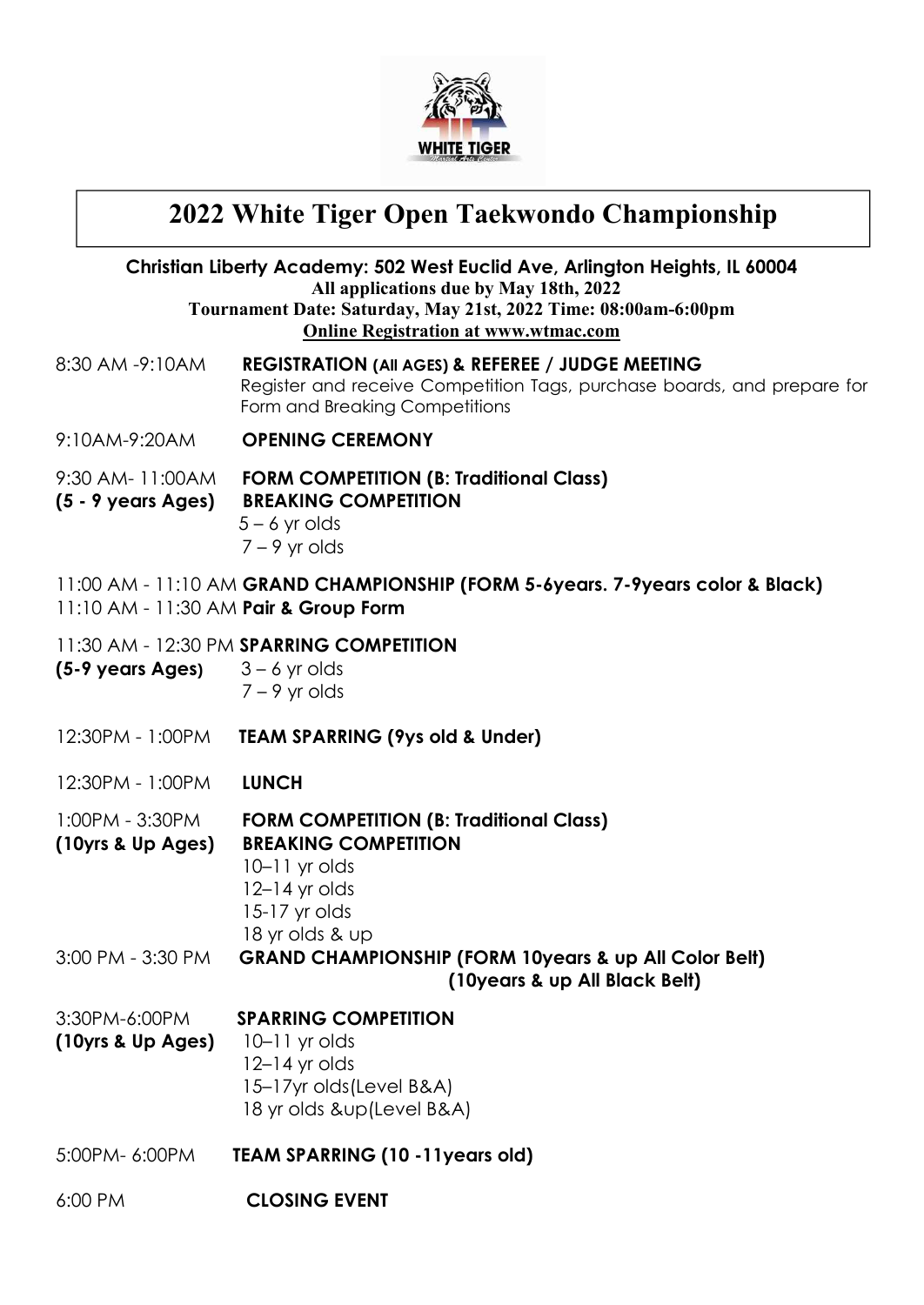# 2022 White Tiger Open Taekwondo Championship

**Christian Liberty Academy: 502 West Euclid Ave, Arlington Heights, IL 60004**
**All applications due by May 18th, 2022**
**Tournament Date: Saturday, May 21st, 2022 Time: 08:00am-6:00pm**
**Online Registration at www.wtmac.com**

8:30 AM -9:10AM **REGISTRATION (All AGES) & REFEREE / JUDGE MEETING**
Register and receive Competition Tags, purchase boards, and prepare for Form and Breaking Competitions

9:10AM-9:20AM **OPENING CEREMONY**

9:30 AM- 11:00AM **FORM COMPETITION (B: Traditional Class)**
**(5 - 9 years Ages)** **BREAKING COMPETITION**
5 – 6 yr olds
7 – 9 yr olds

11:00 AM - 11:10 AM **GRAND CHAMPIONSHIP (FORM 5-6years. 7-9years color & Black)**
11:10 AM - 11:30 AM **Pair & Group Form**

11:30 AM - 12:30 PM **SPARRING COMPETITION**
**(5-9 years Ages)** 3 – 6 yr olds
7 – 9 yr olds

12:30PM - 1:00PM **TEAM SPARRING (9ys old & Under)**

12:30PM - 1:00PM **LUNCH**

1:00PM - 3:30PM **FORM COMPETITION (B: Traditional Class)**
**(10yrs & Up Ages)** **BREAKING COMPETITION**
10–11 yr olds
12–14 yr olds
15-17 yr olds
18 yr olds & up

3:00 PM - 3:30 PM **GRAND CHAMPIONSHIP (FORM 10years & up All Color Belt)**
**(10years & up All Black Belt)**

3:30PM-6:00PM **SPARRING COMPETITION**
**(10yrs & Up Ages)** 10–11 yr olds
12–14 yr olds
15–17yr olds(Level B&A)
18 yr olds &up(Level B&A)

5:00PM- 6:00PM **TEAM SPARRING (10 -11years old)**

6:00 PM **CLOSING EVENT**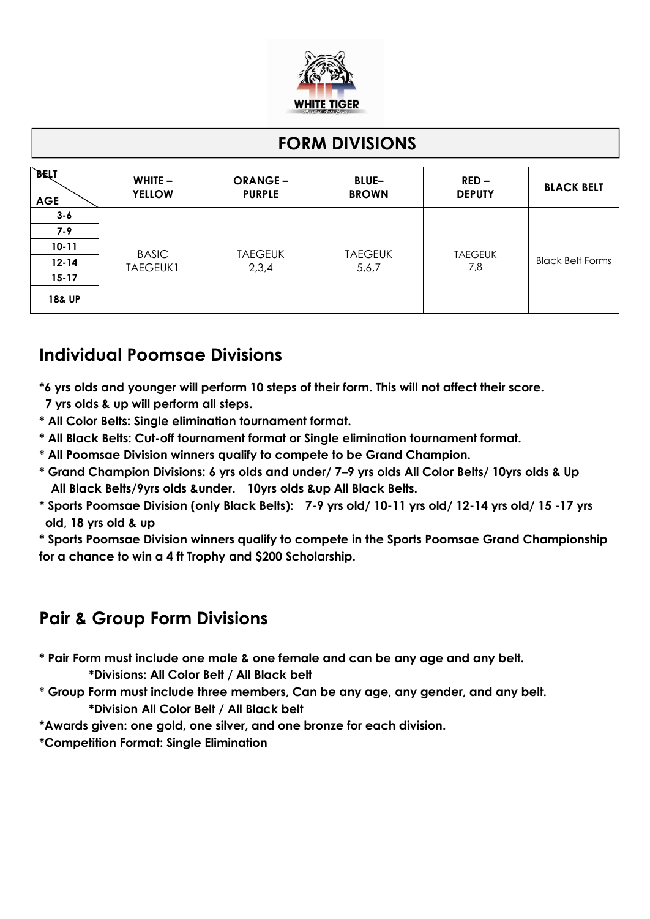## FORM DIVISIONS

| BELT / AGE | WHITE – YELLOW | ORANGE – PURPLE | BLUE– BROWN | RED – DEPUTY | BLACK BELT |
|---|---|---|---|---|---|
| 3-6 | BASIC TAEGEUK1 | TAEGEUK 2,3,4 | TAEGEUK 5,6,7 | TAEGEUK 7,8 | Black Belt Forms |
| 7-9 | | | | | |
| 10-11 | | | | | |
| 12-14 | | | | | |
| 15-17 | | | | | |
| 18& UP | | | | | |

## Individual Poomsae Divisions

**\*6 yrs olds and younger will perform 10 steps of their form. This will not affect their score. 7 yrs olds & up will perform all steps.**

- **All Color Belts: Single elimination tournament format.**
- **All Black Belts: Cut-off tournament format or Single elimination tournament format.**
- **All Poomsae Division winners qualify to compete to be Grand Champion.**
- **Grand Champion Divisions: 6 yrs olds and under/ 7–9 yrs olds All Color Belts/ 10yrs olds & Up All Black Belts/9yrs olds &under. 10yrs olds &up All Black Belts.**
- **Sports Poomsae Division (only Black Belts): 7-9 yrs old/ 10-11 yrs old/ 12-14 yrs old/ 15 -17 yrs old, 18 yrs old & up**
- **Sports Poomsae Division winners qualify to compete in the Sports Poomsae Grand Championship for a chance to win a 4 ft Trophy and $200 Scholarship.**

## Pair & Group Form Divisions

- **Pair Form must include one male & one female and can be any age and any belt.**
  **\*Divisions: All Color Belt / All Black belt**
- **Group Form must include three members, Can be any age, any gender, and any belt.**
  **\*Division All Color Belt / All Black belt**

**\*Awards given: one gold, one silver, and one bronze for each division.**

**\*Competition Format: Single Elimination**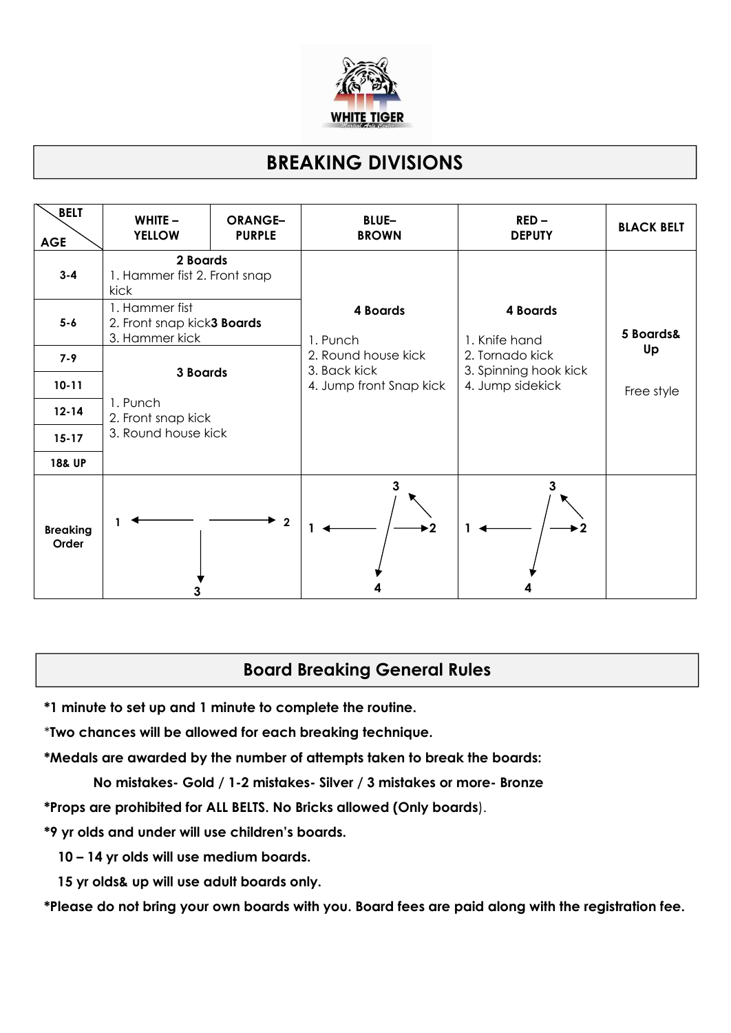# BREAKING DIVISIONS

| AGE \ BELT | WHITE – YELLOW | ORANGE– PURPLE | BLUE– BROWN | RED – DEPUTY | BLACK BELT |
|---|---|---|---|---|---|
| 3-4 | **2 Boards** 1. Hammer fist 2. Front snap kick | | **4 Boards** 1. Punch 2. Round house kick 3. Back kick 4. Jump front Snap kick | **4 Boards** 1. Knife hand 2. Tornado kick 3. Spinning hook kick 4. Jump sidekick | **5 Boards& Up** Free style |
| 5-6 | 1. Hammer fist 2. Front snap kick **3 Boards** 3. Hammer kick | | | | |
| 7-9 | **3 Boards** 1. Punch 2. Front snap kick 3. Round house kick | | | | |
| 10-11 | | | | | |
| 12-14 | | | | | |
| 15-17 | | | | | |
| 18& UP | | | | | |
| Breaking Order | 1 ← → 2, ↓ 3 | | 1 ← → 2, ↖ 3, ↙ 4 | 1 ← → 2, ↖ 3, ↙ 4 | |

## Board Breaking General Rules

**\*1 minute to set up and 1 minute to complete the routine.**

\***Two chances will be allowed for each breaking technique.**

**\*Medals are awarded by the number of attempts taken to break the boards:**

**No mistakes- Gold / 1-2 mistakes- Silver / 3 mistakes or more- Bronze**

**\*Props are prohibited for ALL BELTS. No Bricks allowed (Only boards**).

**\*9 yr olds and under will use children's boards.**

**10 – 14 yr olds will use medium boards.**

**15 yr olds& up will use adult boards only.**

**\*Please do not bring your own boards with you. Board fees are paid along with the registration fee.**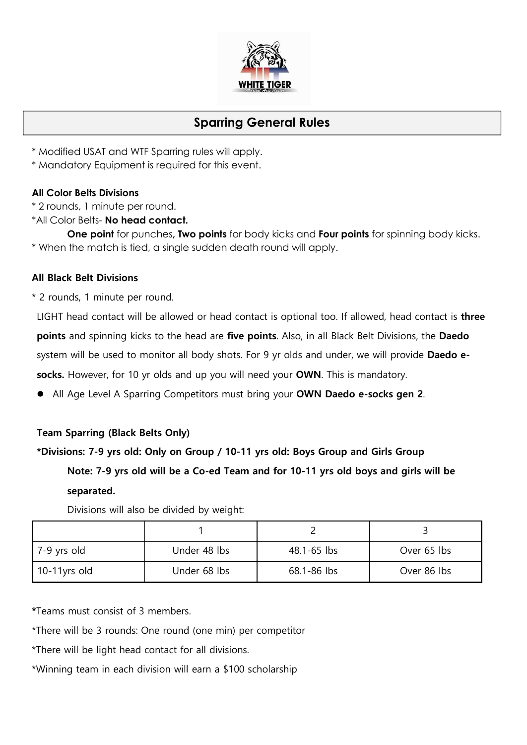## Sparring General Rules

* Modified USAT and WTF Sparring rules will apply.
* Mandatory Equipment is required for this event.

**All Color Belts Divisions**

* 2 rounds, 1 minute per round.
*All Color Belts- **No head contact.**

**One point** for punches**, Two points** for body kicks and **Four points** for spinning body kicks.

* When the match is tied, a single sudden death round will apply.

**All Black Belt Divisions**

* 2 rounds, 1 minute per round.

LIGHT head contact will be allowed or head contact is optional too. If allowed, head contact is **three points** and spinning kicks to the head are **five points**. Also, in all Black Belt Divisions, the **Daedo** system will be used to monitor all body shots. For 9 yr olds and under, we will provide **Daedo e-socks.** However, for 10 yr olds and up you will need your **OWN**. This is mandatory.

- All Age Level A Sparring Competitors must bring your **OWN Daedo e-socks gen 2**.

**Team Sparring (Black Belts Only)**

***Divisions: 7-9 yrs old: Only on Group / 10-11 yrs old: Boys Group and Girls Group**

**Note: 7-9 yrs old will be a Co-ed Team and for 10-11 yrs old boys and girls will be separated.**

Divisions will also be divided by weight:

| | 1 | 2 | 3 |
|---|---|---|---|
| 7-9 yrs old | Under 48 lbs | 48.1-65 lbs | Over 65 lbs |
| 10-11yrs old | Under 68 lbs | 68.1-86 lbs | Over 86 lbs |

***Teams must consist of 3 members.

*There will be 3 rounds: One round (one min) per competitor

*There will be light head contact for all divisions.

*Winning team in each division will earn a $100 scholarship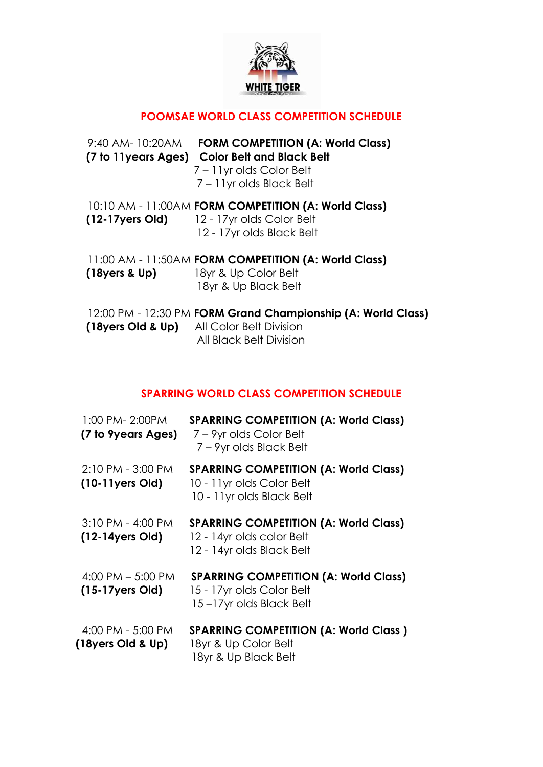WHITE TIGER

## POOMSAE WORLD CLASS COMPETITION SCHEDULE

9:40 AM- 10:20AM **FORM COMPETITION (A: World Class)**
**(7 to 11years Ages)** **Color Belt and Black Belt**
7 – 11yr olds Color Belt
7 – 11yr olds Black Belt

10:10 AM - 11:00AM **FORM COMPETITION (A: World Class)**
**(12-17yers Old)** 12 - 17yr olds Color Belt
12 - 17yr olds Black Belt

11:00 AM - 11:50AM **FORM COMPETITION (A: World Class)**
**(18yers & Up)** 18yr & Up Color Belt
18yr & Up Black Belt

12:00 PM - 12:30 PM **FORM Grand Championship (A: World Class)**
**(18yers Old & Up)** All Color Belt Division
All Black Belt Division

## SPARRING WORLD CLASS COMPETITION SCHEDULE

1:00 PM- 2:00PM **SPARRING COMPETITION (A: World Class)**
**(7 to 9years Ages)** 7 – 9yr olds Color Belt
7 – 9yr olds Black Belt

2:10 PM - 3:00 PM **SPARRING COMPETITION (A: World Class)**
**(10-11yers Old)** 10 - 11yr olds Color Belt
10 - 11yr olds Black Belt

3:10 PM - 4:00 PM **SPARRING COMPETITION (A: World Class)**
**(12-14yers Old)** 12 - 14yr olds color Belt
12 - 14yr olds Black Belt

4:00 PM – 5:00 PM **SPARRING COMPETITION (A: World Class)**
**(15-17yers Old)** 15 - 17yr olds Color Belt
15 –17yr olds Black Belt

4:00 PM - 5:00 PM **SPARRING COMPETITION (A: World Class )**
**(18yers Old & Up)** 18yr & Up Color Belt
18yr & Up Black Belt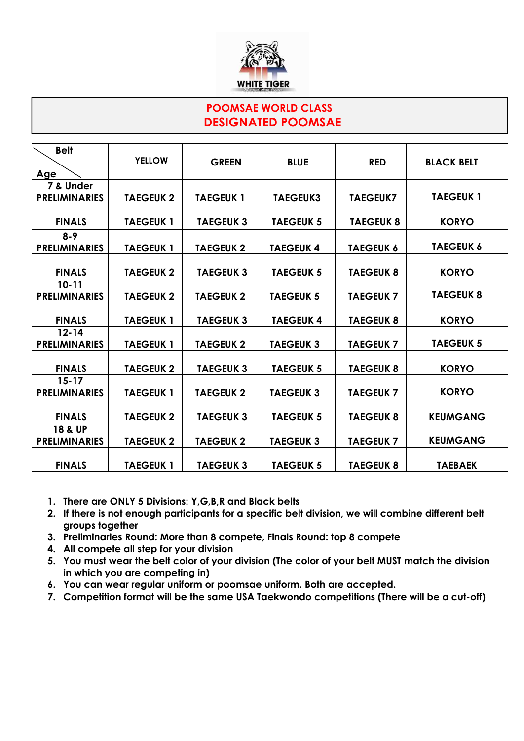WHITE TIGER

# POOMSAE WORLD CLASS
# DESIGNATED POOMSAE

| Belt / Age | YELLOW | GREEN | BLUE | RED | BLACK BELT |
|---|---|---|---|---|---|
| 7 & Under PRELIMINARIES | TAEGEUK 2 | TAEGEUK 1 | TAEGEUK3 | TAEGEUK7 | TAEGEUK 1 |
| FINALS | TAEGEUK 1 | TAEGEUK 3 | TAEGEUK 5 | TAEGEUK 8 | KORYO |
| 8-9 PRELIMINARIES | TAEGEUK 1 | TAEGEUK 2 | TAEGEUK 4 | TAEGEUK 6 | TAEGEUK 6 |
| FINALS | TAEGEUK 2 | TAEGEUK 3 | TAEGEUK 5 | TAEGEUK 8 | KORYO |
| 10-11 PRELIMINARIES | TAEGEUK 2 | TAEGEUK 2 | TAEGEUK 5 | TAEGEUK 7 | TAEGEUK 8 |
| FINALS | TAEGEUK 1 | TAEGEUK 3 | TAEGEUK 4 | TAEGEUK 8 | KORYO |
| 12-14 PRELIMINARIES | TAEGEUK 1 | TAEGEUK 2 | TAEGEUK 3 | TAEGEUK 7 | TAEGEUK 5 |
| FINALS | TAEGEUK 2 | TAEGEUK 3 | TAEGEUK 5 | TAEGEUK 8 | KORYO |
| 15-17 PRELIMINARIES | TAEGEUK 1 | TAEGEUK 2 | TAEGEUK 3 | TAEGEUK 7 | KORYO |
| FINALS | TAEGEUK 2 | TAEGEUK 3 | TAEGEUK 5 | TAEGEUK 8 | KEUMGANG |
| 18 & UP PRELIMINARIES | TAEGEUK 2 | TAEGEUK 2 | TAEGEUK 3 | TAEGEUK 7 | KEUMGANG |
| FINALS | TAEGEUK 1 | TAEGEUK 3 | TAEGEUK 5 | TAEGEUK 8 | TAEBAEK |

1. There are ONLY 5 Divisions: Y,G,B,R and Black belts
2. If there is not enough participants for a specific belt division, we will combine different belt groups together
3. Preliminaries Round: More than 8 compete, Finals Round: top 8 compete
4. All compete all step for your division
5. You must wear the belt color of your division (The color of your belt MUST match the division in which you are competing in)
6. You can wear regular uniform or poomsae uniform. Both are accepted.
7. Competition format will be the same USA Taekwondo competitions (There will be a cut-off)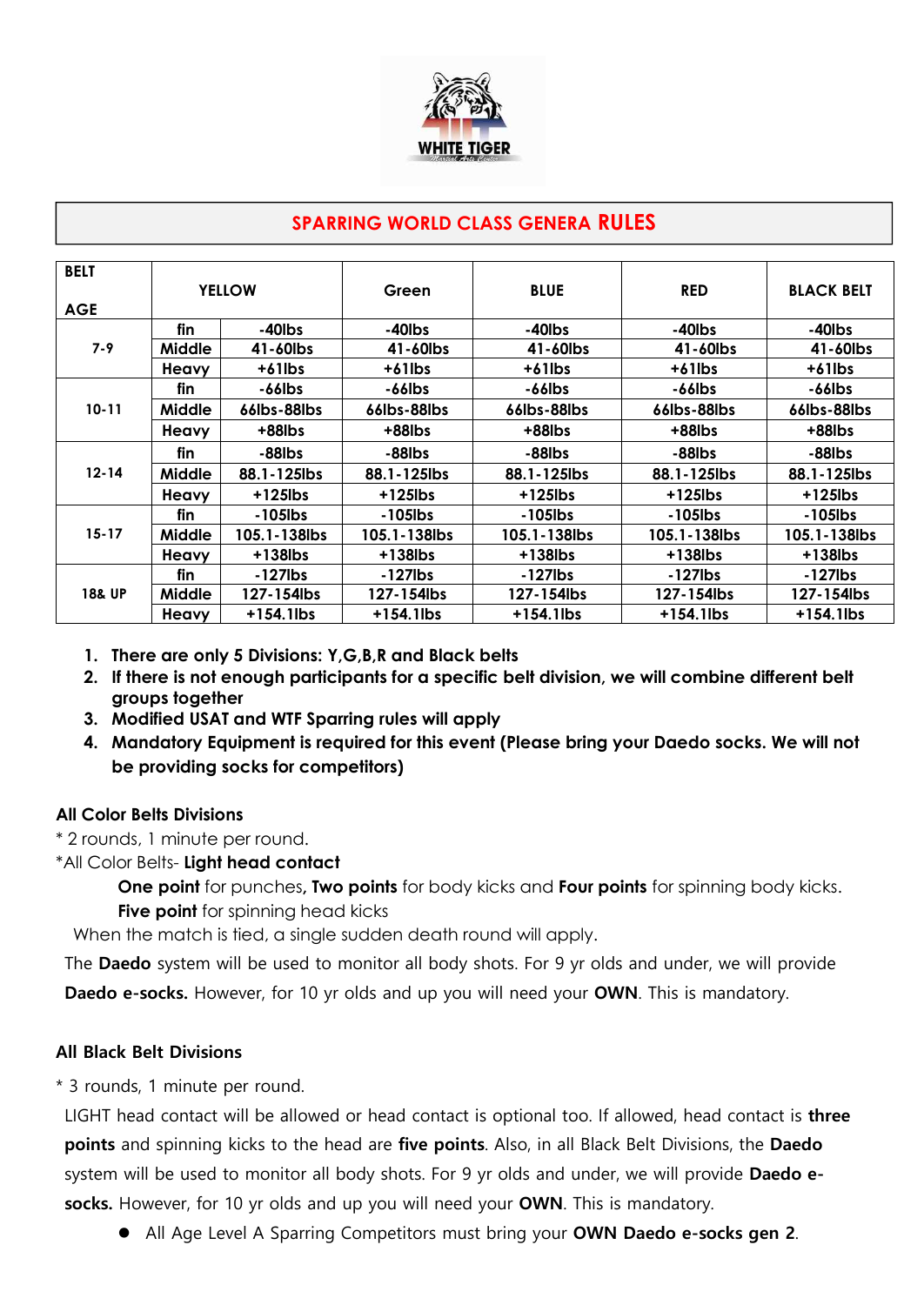## SPARRING WORLD CLASS GENERA RULES

| BELT / AGE | | YELLOW | Green | BLUE | RED | BLACK BELT |
|---|---|---|---|---|---|---|
| 7-9 | fin | -40lbs | -40lbs | -40lbs | -40lbs | -40lbs |
| | Middle | 41-60lbs | 41-60lbs | 41-60lbs | 41-60lbs | 41-60lbs |
| | Heavy | +61lbs | +61lbs | +61lbs | +61lbs | +61lbs |
| 10-11 | fin | -66lbs | -66lbs | -66lbs | -66lbs | -66lbs |
| | Middle | 66lbs-88lbs | 66lbs-88lbs | 66lbs-88lbs | 66lbs-88lbs | 66lbs-88lbs |
| | Heavy | +88lbs | +88lbs | +88lbs | +88lbs | +88lbs |
| 12-14 | fin | -88lbs | -88lbs | -88lbs | -88lbs | -88lbs |
| | Middle | 88.1-125lbs | 88.1-125lbs | 88.1-125lbs | 88.1-125lbs | 88.1-125lbs |
| | Heavy | +125lbs | +125lbs | +125lbs | +125lbs | +125lbs |
| 15-17 | fin | -105lbs | -105lbs | -105lbs | -105lbs | -105lbs |
| | Middle | 105.1-138lbs | 105.1-138lbs | 105.1-138lbs | 105.1-138lbs | 105.1-138lbs |
| | Heavy | +138lbs | +138lbs | +138lbs | +138lbs | +138lbs |
| 18& UP | fin | -127lbs | -127lbs | -127lbs | -127lbs | -127lbs |
| | Middle | 127-154lbs | 127-154lbs | 127-154lbs | 127-154lbs | 127-154lbs |
| | Heavy | +154.1lbs | +154.1lbs | +154.1lbs | +154.1lbs | +154.1lbs |

1. **There are only 5 Divisions: Y,G,B,R and Black belts**
2. **If there is not enough participants for a specific belt division, we will combine different belt groups together**
3. **Modified USAT and WTF Sparring rules will apply**
4. **Mandatory Equipment is required for this event (Please bring your Daedo socks. We will not be providing socks for competitors)**

### All Color Belts Divisions

* 2 rounds, 1 minute per round.
*All Color Belts- **Light head contact**

**One point** for punches, **Two points** for body kicks and **Four points** for spinning body kicks. **Five point** for spinning head kicks

When the match is tied, a single sudden death round will apply.

The **Daedo** system will be used to monitor all body shots. For 9 yr olds and under, we will provide **Daedo e-socks.** However, for 10 yr olds and up you will need your **OWN**. This is mandatory.

### All Black Belt Divisions

* 3 rounds, 1 minute per round.

LIGHT head contact will be allowed or head contact is optional too. If allowed, head contact is **three points** and spinning kicks to the head are **five points**. Also, in all Black Belt Divisions, the **Daedo** system will be used to monitor all body shots. For 9 yr olds and under, we will provide **Daedo e-socks.** However, for 10 yr olds and up you will need your **OWN**. This is mandatory.

- All Age Level A Sparring Competitors must bring your **OWN Daedo e-socks gen 2**.